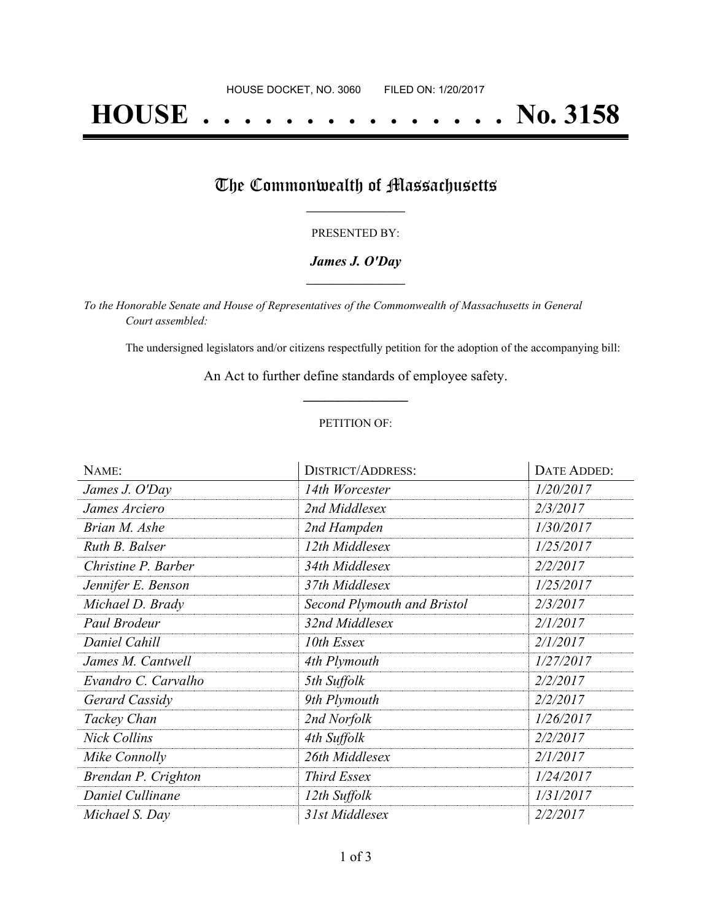HOUSE DOCKET, NO. 3060 FILED ON: 1/20/2017

# HOUSE . . . . . . . . . . . . . . . No. 3158

## The Commonwealth of Massachusetts

PRESENTED BY:

***James J. O'Day***

*To the Honorable Senate and House of Representatives of the Commonwealth of Massachusetts in General Court assembled:*

The undersigned legislators and/or citizens respectfully petition for the adoption of the accompanying bill:

An Act to further define standards of employee safety.

PETITION OF:

| NAME: | DISTRICT/ADDRESS: | DATE ADDED: |
| --- | --- | --- |
| *James J. O'Day* | *14th Worcester* | *1/20/2017* |
| *James Arciero* | *2nd Middlesex* | *2/3/2017* |
| *Brian M. Ashe* | *2nd Hampden* | *1/30/2017* |
| *Ruth B. Balser* | *12th Middlesex* | *1/25/2017* |
| *Christine P. Barber* | *34th Middlesex* | *2/2/2017* |
| *Jennifer E. Benson* | *37th Middlesex* | *1/25/2017* |
| *Michael D. Brady* | *Second Plymouth and Bristol* | *2/3/2017* |
| *Paul Brodeur* | *32nd Middlesex* | *2/1/2017* |
| *Daniel Cahill* | *10th Essex* | *2/1/2017* |
| *James M. Cantwell* | *4th Plymouth* | *1/27/2017* |
| *Evandro C. Carvalho* | *5th Suffolk* | *2/2/2017* |
| *Gerard Cassidy* | *9th Plymouth* | *2/2/2017* |
| *Tackey Chan* | *2nd Norfolk* | *1/26/2017* |
| *Nick Collins* | *4th Suffolk* | *2/2/2017* |
| *Mike Connolly* | *26th Middlesex* | *2/1/2017* |
| *Brendan P. Crighton* | *Third Essex* | *1/24/2017* |
| *Daniel Cullinane* | *12th Suffolk* | *1/31/2017* |
| *Michael S. Day* | *31st Middlesex* | *2/2/2017* |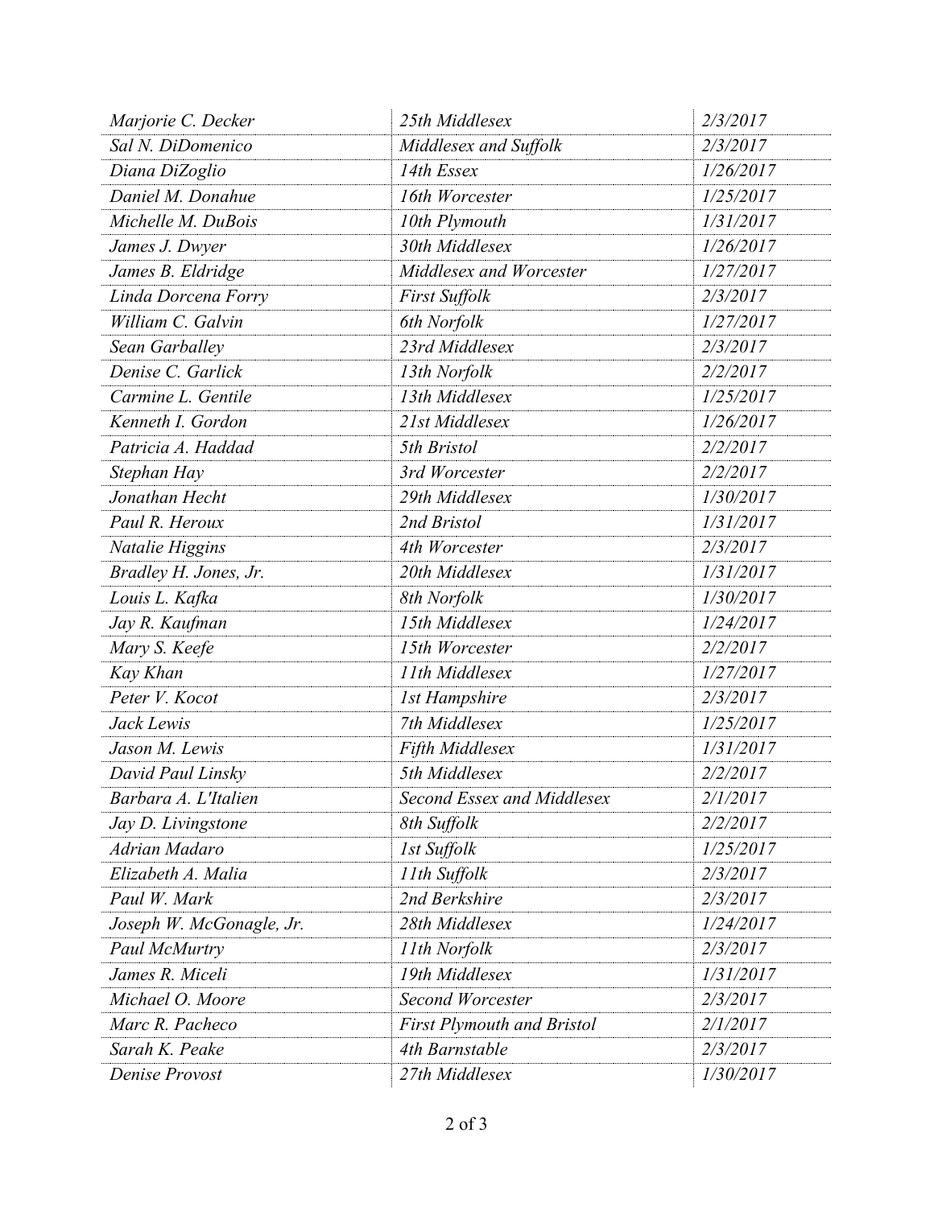| | | |
|---|---|---|
| *Marjorie C. Decker* | *25th Middlesex* | *2/3/2017* |
| *Sal N. DiDomenico* | *Middlesex and Suffolk* | *2/3/2017* |
| *Diana DiZoglio* | *14th Essex* | *1/26/2017* |
| *Daniel M. Donahue* | *16th Worcester* | *1/25/2017* |
| *Michelle M. DuBois* | *10th Plymouth* | *1/31/2017* |
| *James J. Dwyer* | *30th Middlesex* | *1/26/2017* |
| *James B. Eldridge* | *Middlesex and Worcester* | *1/27/2017* |
| *Linda Dorcena Forry* | *First Suffolk* | *2/3/2017* |
| *William C. Galvin* | *6th Norfolk* | *1/27/2017* |
| *Sean Garballey* | *23rd Middlesex* | *2/3/2017* |
| *Denise C. Garlick* | *13th Norfolk* | *2/2/2017* |
| *Carmine L. Gentile* | *13th Middlesex* | *1/25/2017* |
| *Kenneth I. Gordon* | *21st Middlesex* | *1/26/2017* |
| *Patricia A. Haddad* | *5th Bristol* | *2/2/2017* |
| *Stephan Hay* | *3rd Worcester* | *2/2/2017* |
| *Jonathan Hecht* | *29th Middlesex* | *1/30/2017* |
| *Paul R. Heroux* | *2nd Bristol* | *1/31/2017* |
| *Natalie Higgins* | *4th Worcester* | *2/3/2017* |
| *Bradley H. Jones, Jr.* | *20th Middlesex* | *1/31/2017* |
| *Louis L. Kafka* | *8th Norfolk* | *1/30/2017* |
| *Jay R. Kaufman* | *15th Middlesex* | *1/24/2017* |
| *Mary S. Keefe* | *15th Worcester* | *2/2/2017* |
| *Kay Khan* | *11th Middlesex* | *1/27/2017* |
| *Peter V. Kocot* | *1st Hampshire* | *2/3/2017* |
| *Jack Lewis* | *7th Middlesex* | *1/25/2017* |
| *Jason M. Lewis* | *Fifth Middlesex* | *1/31/2017* |
| *David Paul Linsky* | *5th Middlesex* | *2/2/2017* |
| *Barbara A. L'Italien* | *Second Essex and Middlesex* | *2/1/2017* |
| *Jay D. Livingstone* | *8th Suffolk* | *2/2/2017* |
| *Adrian Madaro* | *1st Suffolk* | *1/25/2017* |
| *Elizabeth A. Malia* | *11th Suffolk* | *2/3/2017* |
| *Paul W. Mark* | *2nd Berkshire* | *2/3/2017* |
| *Joseph W. McGonagle, Jr.* | *28th Middlesex* | *1/24/2017* |
| *Paul McMurtry* | *11th Norfolk* | *2/3/2017* |
| *James R. Miceli* | *19th Middlesex* | *1/31/2017* |
| *Michael O. Moore* | *Second Worcester* | *2/3/2017* |
| *Marc R. Pacheco* | *First Plymouth and Bristol* | *2/1/2017* |
| *Sarah K. Peake* | *4th Barnstable* | *2/3/2017* |
| *Denise Provost* | *27th Middlesex* | *1/30/2017* |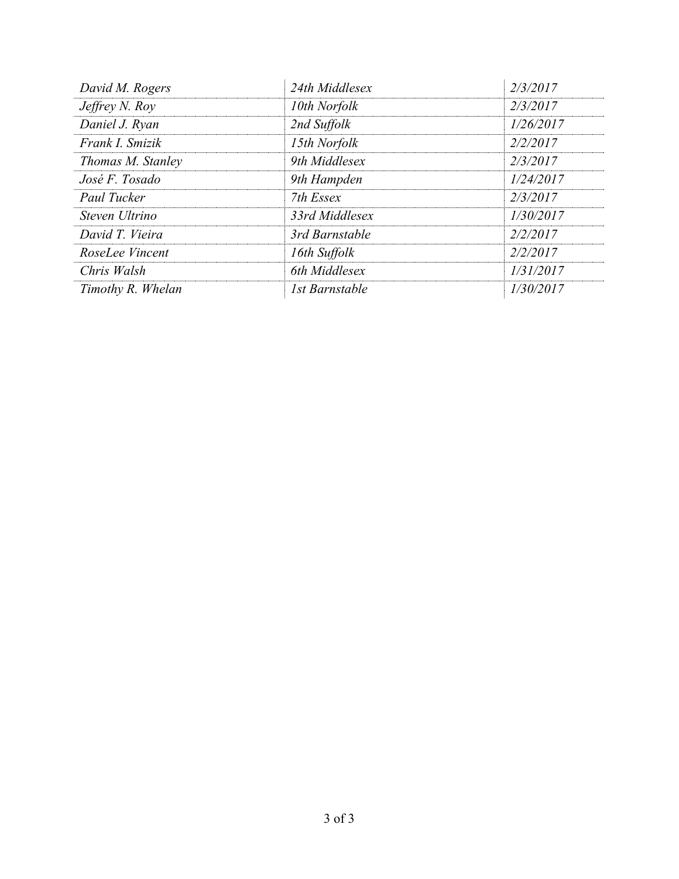| | | |
|---|---|---|
| David M. Rogers | 24th Middlesex | 2/3/2017 |
| Jeffrey N. Roy | 10th Norfolk | 2/3/2017 |
| Daniel J. Ryan | 2nd Suffolk | 1/26/2017 |
| Frank I. Smizik | 15th Norfolk | 2/2/2017 |
| Thomas M. Stanley | 9th Middlesex | 2/3/2017 |
| José F. Tosado | 9th Hampden | 1/24/2017 |
| Paul Tucker | 7th Essex | 2/3/2017 |
| Steven Ultrino | 33rd Middlesex | 1/30/2017 |
| David T. Vieira | 3rd Barnstable | 2/2/2017 |
| RoseLee Vincent | 16th Suffolk | 2/2/2017 |
| Chris Walsh | 6th Middlesex | 1/31/2017 |
| Timothy R. Whelan | 1st Barnstable | 1/30/2017 |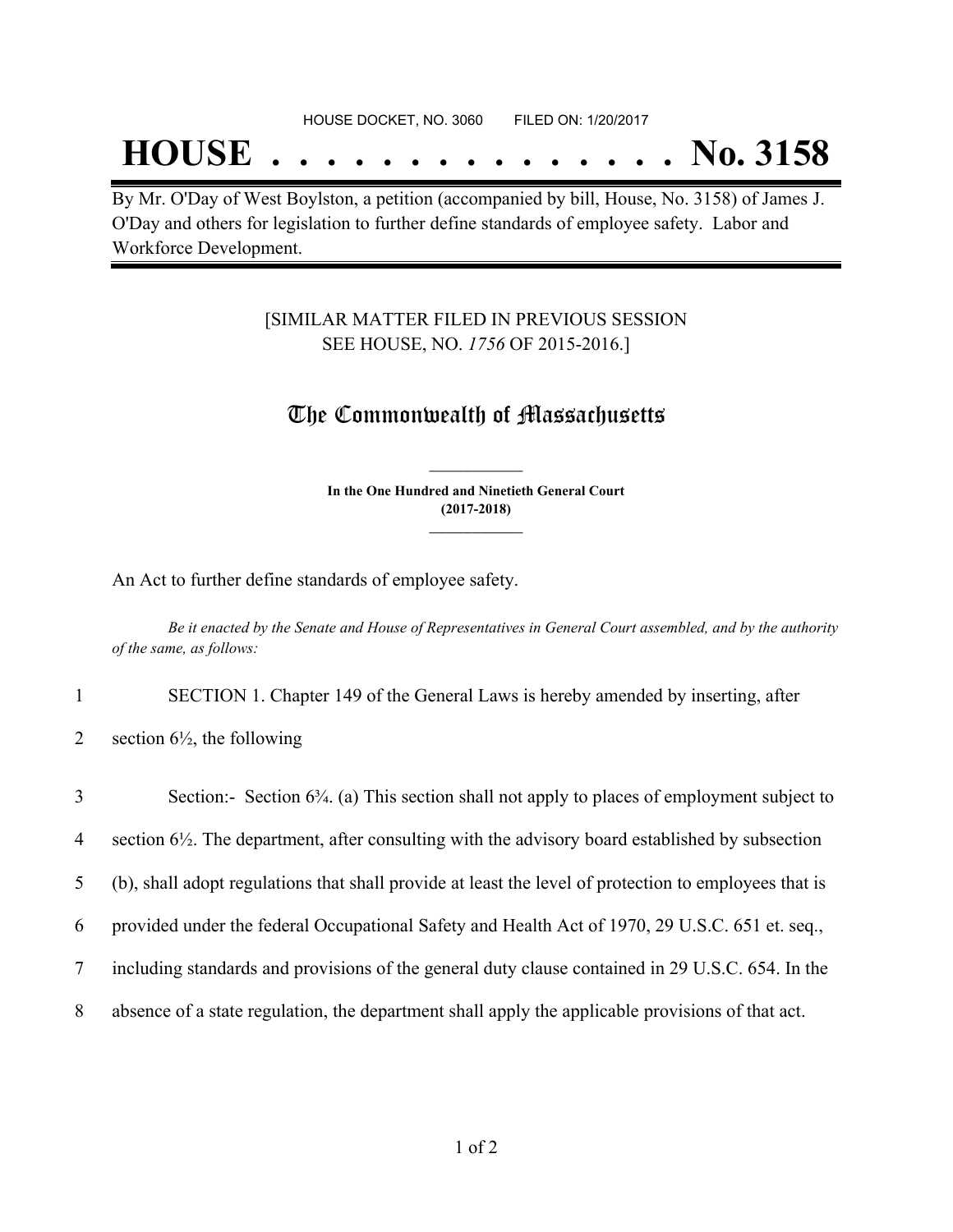HOUSE DOCKET, NO. 3060 FILED ON: 1/20/2017

# HOUSE . . . . . . . . . . . . . . . No. 3158

By Mr. O'Day of West Boylston, a petition (accompanied by bill, House, No. 3158) of James J. O'Day and others for legislation to further define standards of employee safety. Labor and Workforce Development.

[SIMILAR MATTER FILED IN PREVIOUS SESSION
SEE HOUSE, NO. *1756* OF 2015-2016.]

## The Commonwealth of Massachusetts

**In the One Hundred and Ninetieth General Court**
**(2017-2018)**

An Act to further define standards of employee safety.

*Be it enacted by the Senate and House of Representatives in General Court assembled, and by the authority of the same, as follows:*

1 SECTION 1. Chapter 149 of the General Laws is hereby amended by inserting, after
2 section 6½, the following

3 Section:- Section 6¾. (a) This section shall not apply to places of employment subject to
4 section 6½. The department, after consulting with the advisory board established by subsection
5 (b), shall adopt regulations that shall provide at least the level of protection to employees that is
6 provided under the federal Occupational Safety and Health Act of 1970, 29 U.S.C. 651 et. seq.,
7 including standards and provisions of the general duty clause contained in 29 U.S.C. 654. In the
8 absence of a state regulation, the department shall apply the applicable provisions of that act.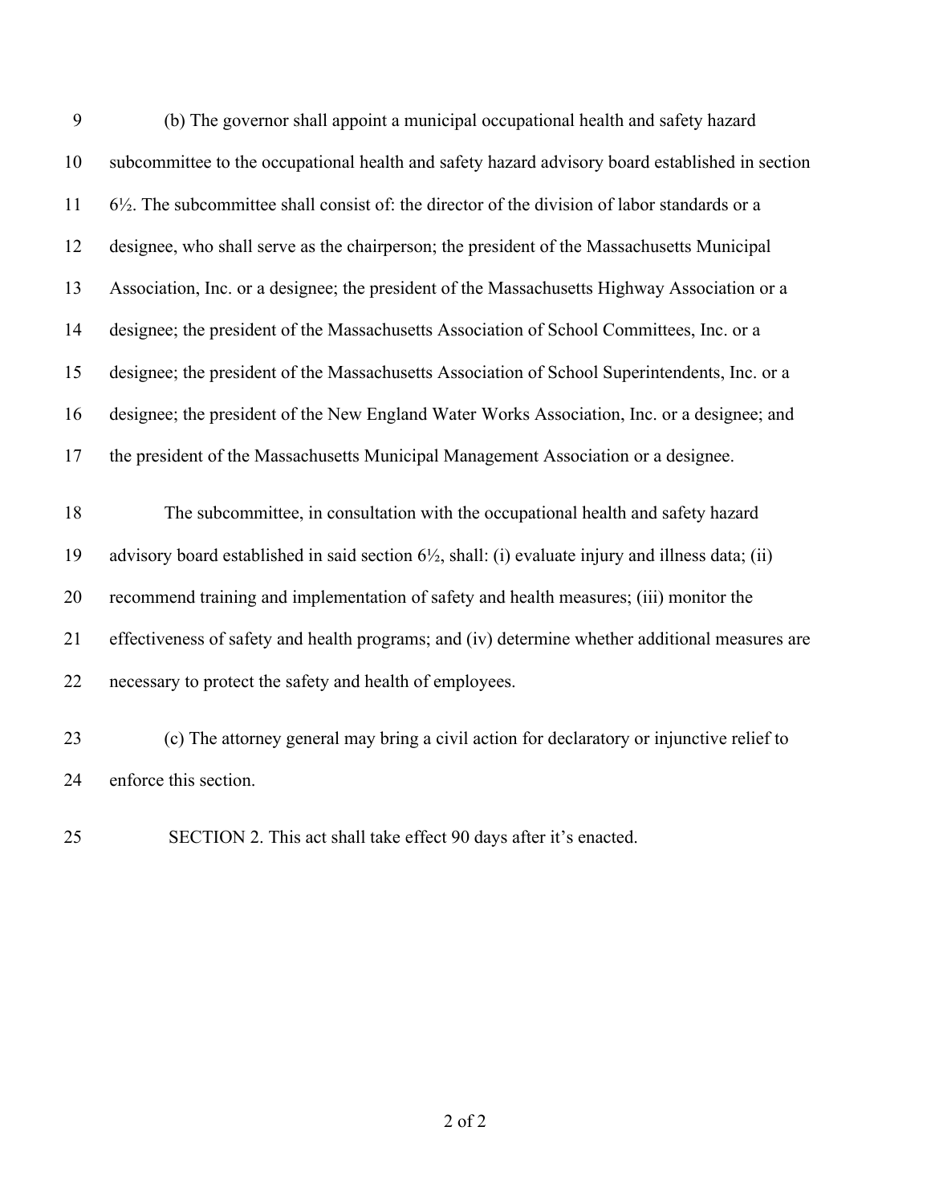(b) The governor shall appoint a municipal occupational health and safety hazard subcommittee to the occupational health and safety hazard advisory board established in section 6½. The subcommittee shall consist of: the director of the division of labor standards or a designee, who shall serve as the chairperson; the president of the Massachusetts Municipal Association, Inc. or a designee; the president of the Massachusetts Highway Association or a designee; the president of the Massachusetts Association of School Committees, Inc. or a designee; the president of the Massachusetts Association of School Superintendents, Inc. or a designee; the president of the New England Water Works Association, Inc. or a designee; and the president of the Massachusetts Municipal Management Association or a designee.

The subcommittee, in consultation with the occupational health and safety hazard advisory board established in said section 6½, shall: (i) evaluate injury and illness data; (ii) recommend training and implementation of safety and health measures; (iii) monitor the effectiveness of safety and health programs; and (iv) determine whether additional measures are necessary to protect the safety and health of employees.

(c) The attorney general may bring a civil action for declaratory or injunctive relief to enforce this section.

SECTION 2. This act shall take effect 90 days after it's enacted.